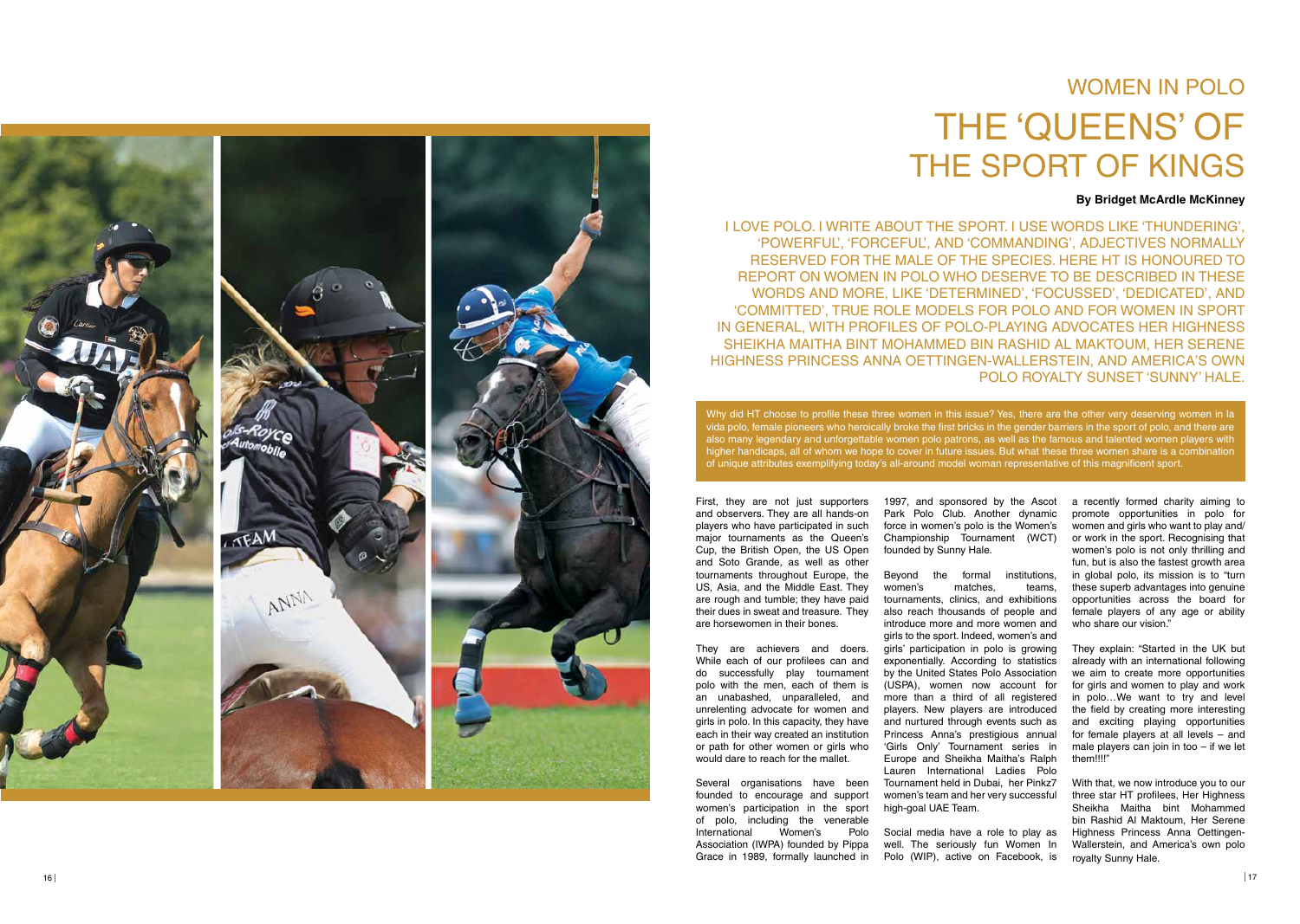# WOMEN IN POLO

# THE 'QUEENS' OF THE SPORT OF KINGS

**By Bridget McArdle McKinney**

I LOVE POLO. I WRITE ABOUT THE SPORT. I USE WORDS LIKE 'THUNDERING', 'POWERFUL', 'FORCEFUL', AND 'COMMANDING', ADJECTIVES NORMALLY RESERVED FOR THE MALE OF THE SPECIES. HERE HT IS HONOURED TO REPORT ON WOMEN IN POLO WHO DESERVE TO BE DESCRIBED IN THESE WORDS AND MORE, LIKE 'DETERMINED', 'FOCUSSED', 'DEDICATED', AND 'COMMITTED', TRUE ROLE MODELS FOR POLO AND FOR WOMEN IN SPORT IN GENERAL, WITH PROFILES OF POLO-PLAYING ADVOCATES HER HIGHNESS SHEIKHA MAITHA BINT MOHAMMED BIN RASHID AL MAKTOUM, HER SERENE HIGHNESS PRINCESS ANNA OETTINGEN-WALLERSTEIN, AND AMERICA'S OWN POLO ROYALTY SUNSET 'SUNNY' HALE.

Why did HT choose to profile these three women in this issue? Yes, there are the other very deserving women in la vida polo, female pioneers who heroically broke the first bricks in the gender barriers in the sport of polo, and there are also many legendary and unforgettable women polo patrons, as well as the famous and talented women players with higher handicaps, all of whom we hope to cover in future issues. But what these three women share is a combination of unique attributes exemplifying today's all-around model woman representative of this magnificent sport.

First, they are not just supporters and observers. They are all hands-on players who have participated in such major tournaments as the Queen's Cup, the British Open, the US Open and Soto Grande, as well as other tournaments throughout Europe, the US, Asia, and the Middle East. They are rough and tumble; they have paid their dues in sweat and treasure. They are horsewomen in their bones.

They are achievers and doers. While each of our profilees can and do successfully play tournament polo with the men, each of them is an unabashed, unparalleled, and unrelenting advocate for women and girls in polo. In this capacity, they have each in their way created an institution or path for other women or girls who would dare to reach for the mallet.

Several organisations have been founded to encourage and support women's participation in the sport of polo, including the venerable International Women's Polo Association (IWPA) founded by Pippa Grace in 1989, formally launched in 1997, and sponsored by the Ascot Park Polo Club. Another dynamic force in women's polo is the Women's Championship Tournament (WCT) founded by Sunny Hale.

Beyond the formal institutions, women's matches, teams, tournaments, clinics, and exhibitions also reach thousands of people and introduce more and more women and girls to the sport. Indeed, women's and girls' participation in polo is growing exponentially. According to statistics by the United States Polo Association (USPA), women now account for more than a third of all registered players. New players are introduced and nurtured through events such as Princess Anna's prestigious annual 'Girls Only' Tournament series in Europe and Sheikha Maitha's Ralph Lauren International Ladies Polo Tournament held in Dubai, her Pinkz7 women's team and her very successful high-goal UAE Team.

Social media have a role to play as well. The seriously fun Women In Polo (WIP), active on Facebook, is a recently formed charity aiming to promote opportunities in polo for women and girls who want to play and/or work in the sport. Recognising that women's polo is not only thrilling and fun, but is also the fastest growth area in global polo, its mission is to "turn these superb advantages into genuine opportunities across the board for female players of any age or ability who share our vision."

They explain: "Started in the UK but already with an international following we aim to create more opportunities for girls and women to play and work in polo…We want to try and level the field by creating more interesting and exciting playing opportunities for female players at all levels – and male players can join in too – if we let them!!!!"

With that, we now introduce you to our three star HT profilees, Her Highness Sheikha Maitha bint Mohammed bin Rashid Al Maktoum, Her Serene Highness Princess Anna Oettingen-Wallerstein, and America's own polo royalty Sunny Hale.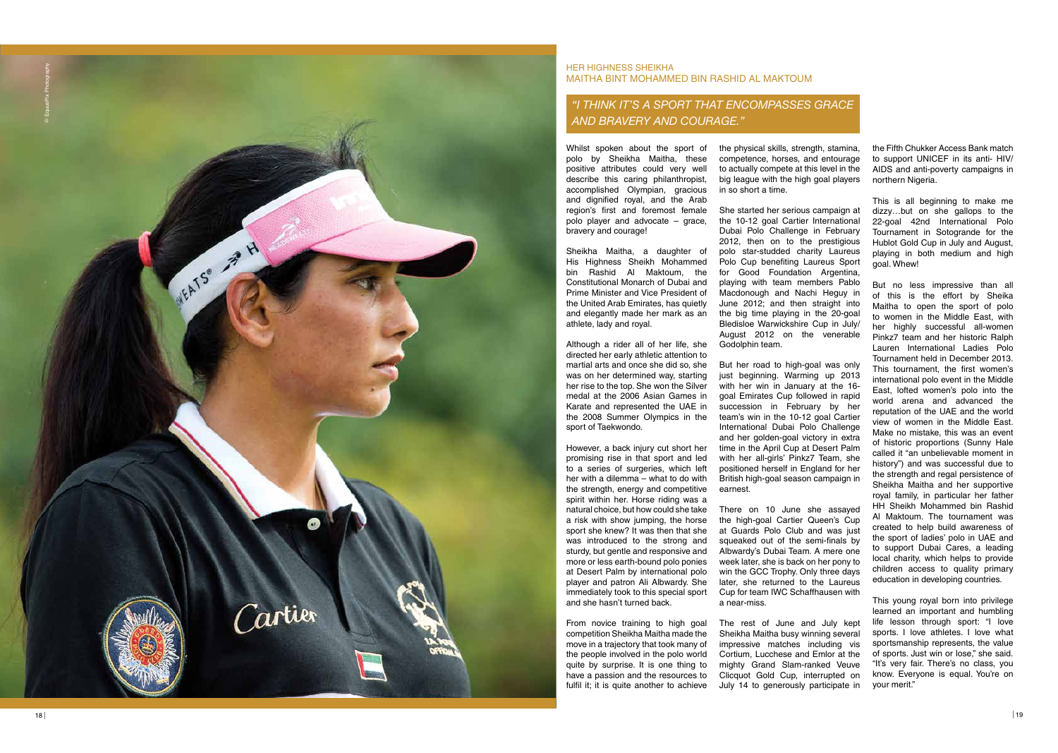HER HIGHNESS SHEIKHA
MAITHA BINT MOHAMMED BIN RASHID AL MAKTOUM

## *"I THINK IT'S A SPORT THAT ENCOMPASSES GRACE AND BRAVERY AND COURAGE."*

Whilst spoken about the sport of polo by Sheikha Maitha, these positive attributes could very well describe this caring philanthropist, accomplished Olympian, gracious and dignified royal, and the Arab region's first and foremost female polo player and advocate – grace, bravery and courage!

Sheikha Maitha, a daughter of His Highness Sheikh Mohammed bin Rashid Al Maktoum, the Constitutional Monarch of Dubai and Prime Minister and Vice President of the United Arab Emirates, has quietly and elegantly made her mark as an athlete, lady and royal.

Although a rider all of her life, she directed her early athletic attention to martial arts and once she did so, she was on her determined way, starting her rise to the top. She won the Silver medal at the 2006 Asian Games in Karate and represented the UAE in the 2008 Summer Olympics in the sport of Taekwondo.

However, a back injury cut short her promising rise in that sport and led to a series of surgeries, which left her with a dilemma – what to do with the strength, energy and competitive spirit within her. Horse riding was a natural choice, but how could she take a risk with show jumping, the horse sport she knew? It was then that she was introduced to the strong and sturdy, but gentle and responsive and more or less earth-bound polo ponies at Desert Palm by international polo player and patron Ali Albwardy. She immediately took to this special sport and she hasn't turned back.

From novice training to high goal competition Sheikha Maitha made the move in a trajectory that took many of the people involved in the polo world quite by surprise. It is one thing to have a passion and the resources to fulfil it; it is quite another to achieve the physical skills, strength, stamina, competence, horses, and entourage to actually compete at this level in the big league with the high goal players in so short a time.

She started her serious campaign at the 10-12 goal Cartier International Dubai Polo Challenge in February 2012, then on to the prestigious polo star-studded charity Laureus Polo Cup benefiting Laureus Sport for Good Foundation Argentina, playing with team members Pablo Macdonough and Nachi Heguy in June 2012; and then straight into the big time playing in the 20-goal Bledisloe Warwickshire Cup in July/August 2012 on the venerable Godolphin team.

But her road to high-goal was only just beginning. Warming up 2013 with her win in January at the 16-goal Emirates Cup followed in rapid succession in February by her team's win in the 10-12 goal Cartier International Dubai Polo Challenge and her golden-goal victory in extra time in the April Cup at Desert Palm with her all-girls' Pinkz7 Team, she positioned herself in England for her British high-goal season campaign in earnest.

There on 10 June she assayed the high-goal Cartier Queen's Cup at Guards Polo Club and was just squeaked out of the semi-finals by Albwardy's Dubai Team. A mere one week later, she is back on her pony to win the GCC Trophy. Only three days later, she returned to the Laureus Cup for team IWC Schaffhausen with a near-miss.

The rest of June and July kept Sheikha Maitha busy winning several impressive matches including vis Cortium, Lucchese and Emlor at the mighty Grand Slam-ranked Veuve Clicquot Gold Cup, interrupted on July 14 to generously participate in the Fifth Chukker Access Bank match to support UNICEF in its anti- HIV/AIDS and anti-poverty campaigns in northern Nigeria.

This is all beginning to make me dizzy…but on she gallops to the 22-goal 42nd International Polo Tournament in Sotogrande for the Hublot Gold Cup in July and August, playing in both medium and high goal. Whew!

But no less impressive than all of this is the effort by Sheika Maitha to open the sport of polo to women in the Middle East, with her highly successful all-women Pinkz7 team and her historic Ralph Lauren International Ladies Polo Tournament held in December 2013. This tournament, the first women's international polo event in the Middle East, lofted women's polo into the world arena and advanced the reputation of the UAE and the world view of women in the Middle East. Make no mistake, this was an event of historic proportions (Sunny Hale called it "an unbelievable moment in history") and was successful due to the strength and regal persistence of Sheikha Maitha and her supportive royal family, in particular her father HH Sheikh Mohammed bin Rashid Al Maktoum. The tournament was created to help build awareness of the sport of ladies' polo in UAE and to support Dubai Cares, a leading local charity, which helps to provide children access to quality primary education in developing countries.

This young royal born into privilege learned an important and humbling life lesson through sport: "I love sports. I love athletes. I love what sportsmanship represents, the value of sports. Just win or lose," she said. "It's very fair. There's no class, you know. Everyone is equal. You're on your merit."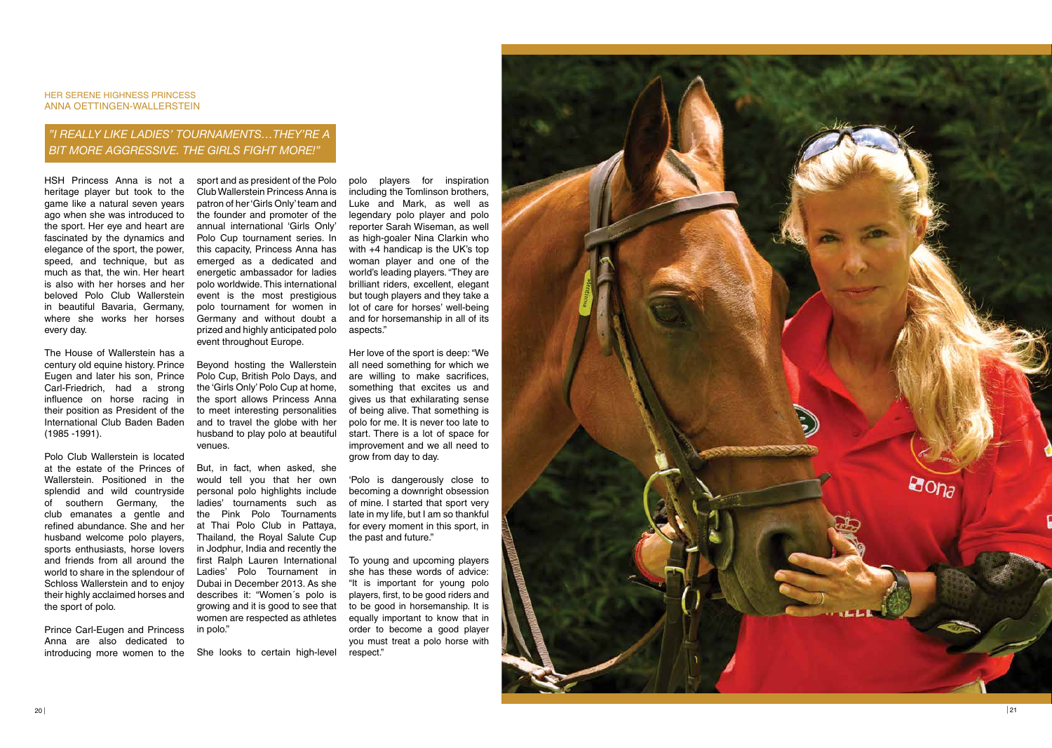HER SERENE HIGHNESS PRINCESS
ANNA OETTINGEN-WALLERSTEIN

## *"I REALLY LIKE LADIES' TOURNAMENTS…THEY'RE A BIT MORE AGGRESSIVE. THE GIRLS FIGHT MORE!"*

HSH Princess Anna is not a heritage player but took to the game like a natural seven years ago when she was introduced to the sport. Her eye and heart are fascinated by the dynamics and elegance of the sport, the power, speed, and technique, but as much as that, the win. Her heart is also with her horses and her beloved Polo Club Wallerstein in beautiful Bavaria, Germany, where she works her horses every day.

The House of Wallerstein has a century old equine history. Prince Eugen and later his son, Prince Carl-Friedrich, had a strong influence on horse racing in their position as President of the International Club Baden Baden (1985 -1991).

Polo Club Wallerstein is located at the estate of the Princes of Wallerstein. Positioned in the splendid and wild countryside of southern Germany, the club emanates a gentle and refined abundance. She and her husband welcome polo players, sports enthusiasts, horse lovers and friends from all around the world to share in the splendour of Schloss Wallerstein and to enjoy their highly acclaimed horses and the sport of polo.

Prince Carl-Eugen and Princess Anna are also dedicated to introducing more women to the sport and as president of the Polo Club Wallerstein Princess Anna is patron of her 'Girls Only' team and the founder and promoter of the annual international 'Girls Only' Polo Cup tournament series. In this capacity, Princess Anna has emerged as a dedicated and energetic ambassador for ladies polo worldwide. This international event is the most prestigious polo tournament for women in Germany and without doubt a prized and highly anticipated polo event throughout Europe.

Beyond hosting the Wallerstein Polo Cup, British Polo Days, and the 'Girls Only' Polo Cup at home, the sport allows Princess Anna to meet interesting personalities and to travel the globe with her husband to play polo at beautiful venues.

But, in fact, when asked, she would tell you that her own personal polo highlights include ladies' tournaments such as the Pink Polo Tournaments at Thai Polo Club in Pattaya, Thailand, the Royal Salute Cup in Jodphur, India and recently the first Ralph Lauren International Ladies' Polo Tournament in Dubai in December 2013. As she describes it: "Women´s polo is growing and it is good to see that women are respected as athletes in polo."

She looks to certain high-level polo players for inspiration including the Tomlinson brothers, Luke and Mark, as well as legendary polo player and polo reporter Sarah Wiseman, as well as high-goaler Nina Clarkin who with +4 handicap is the UK's top woman player and one of the world's leading players. "They are brilliant riders, excellent, elegant but tough players and they take a lot of care for horses' well-being and for horsemanship in all of its aspects."

Her love of the sport is deep: "We all need something for which we are willing to make sacrifices, something that excites us and gives us that exhilarating sense of being alive. That something is polo for me. It is never too late to start. There is a lot of space for improvement and we all need to grow from day to day.

'Polo is dangerously close to becoming a downright obsession of mine. I started that sport very late in my life, but I am so thankful for every moment in this sport, in the past and future."

To young and upcoming players she has these words of advice: "It is important for young polo players, first, to be good riders and to be good in horsemanship. It is equally important to know that in order to become a good player you must treat a polo horse with respect."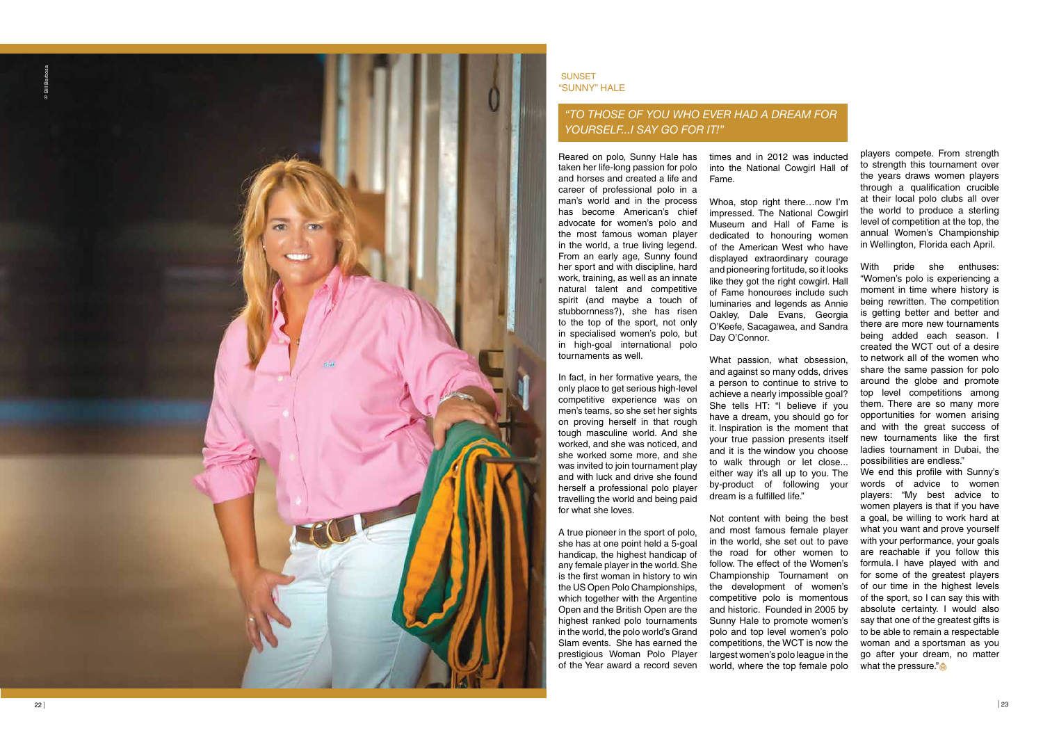SUNSET
"SUNNY" HALE

## *"TO THOSE OF YOU WHO EVER HAD A DREAM FOR YOURSELF...I SAY GO FOR IT!"*

Reared on polo, Sunny Hale has taken her life-long passion for polo and horses and created a life and career of professional polo in a man's world and in the process has become American's chief advocate for women's polo and the most famous woman player in the world, a true living legend. From an early age, Sunny found her sport and with discipline, hard work, training, as well as an innate natural talent and competitive spirit (and maybe a touch of stubbornness?), she has risen to the top of the sport, not only in specialised women's polo, but in high-goal international polo tournaments as well.

In fact, in her formative years, the only place to get serious high-level competitive experience was on men's teams, so she set her sights on proving herself in that rough tough masculine world. And she worked, and she was noticed, and she worked some more, and she was invited to join tournament play and with luck and drive she found herself a professional polo player travelling the world and being paid for what she loves.

A true pioneer in the sport of polo, she has at one point held a 5-goal handicap, the highest handicap of any female player in the world. She is the first woman in history to win the US Open Polo Championships, which together with the Argentine Open and the British Open are the highest ranked polo tournaments in the world, the polo world's Grand Slam events. She has earned the prestigious Woman Polo Player of the Year award a record seven times and in 2012 was inducted into the National Cowgirl Hall of Fame.

Whoa, stop right there…now I'm impressed. The National Cowgirl Museum and Hall of Fame is dedicated to honouring women of the American West who have displayed extraordinary courage and pioneering fortitude, so it looks like they got the right cowgirl. Hall of Fame honourees include such luminaries and legends as Annie Oakley, Dale Evans, Georgia O'Keefe, Sacagawea, and Sandra Day O'Connor.

What passion, what obsession, and against so many odds, drives a person to continue to strive to achieve a nearly impossible goal? She tells HT: "I believe if you have a dream, you should go for it. Inspiration is the moment that your true passion presents itself and it is the window you choose to walk through or let close... either way it's all up to you. The by-product of following your dream is a fulfilled life."

Not content with being the best and most famous female player in the world, she set out to pave the road for other women to follow. The effect of the Women's Championship Tournament on the development of women's competitive polo is momentous and historic. Founded in 2005 by Sunny Hale to promote women's polo and top level women's polo competitions, the WCT is now the largest women's polo league in the world, where the top female polo players compete. From strength to strength this tournament over the years draws women players through a qualification crucible at their local polo clubs all over the world to produce a sterling level of competition at the top, the annual Women's Championship in Wellington, Florida each April.

With pride she enthuses: "Women's polo is experiencing a moment in time where history is being rewritten. The competition is getting better and better and there are more new tournaments being added each season. I created the WCT out of a desire to network all of the women who share the same passion for polo around the globe and promote top level competitions among them. There are so many more opportunities for women arising and with the great success of new tournaments like the first ladies tournament in Dubai, the possibilities are endless."

We end this profile with Sunny's words of advice to women players: "My best advice to women players is that if you have a goal, be willing to work hard at what you want and prove yourself with your performance, your goals are reachable if you follow this formula. I have played with and for some of the greatest players of our time in the highest levels of the sport, so I can say this with absolute certainty. I would also say that one of the greatest gifts is to be able to remain a respectable woman and a sportsman as you go after your dream, no matter what the pressure."